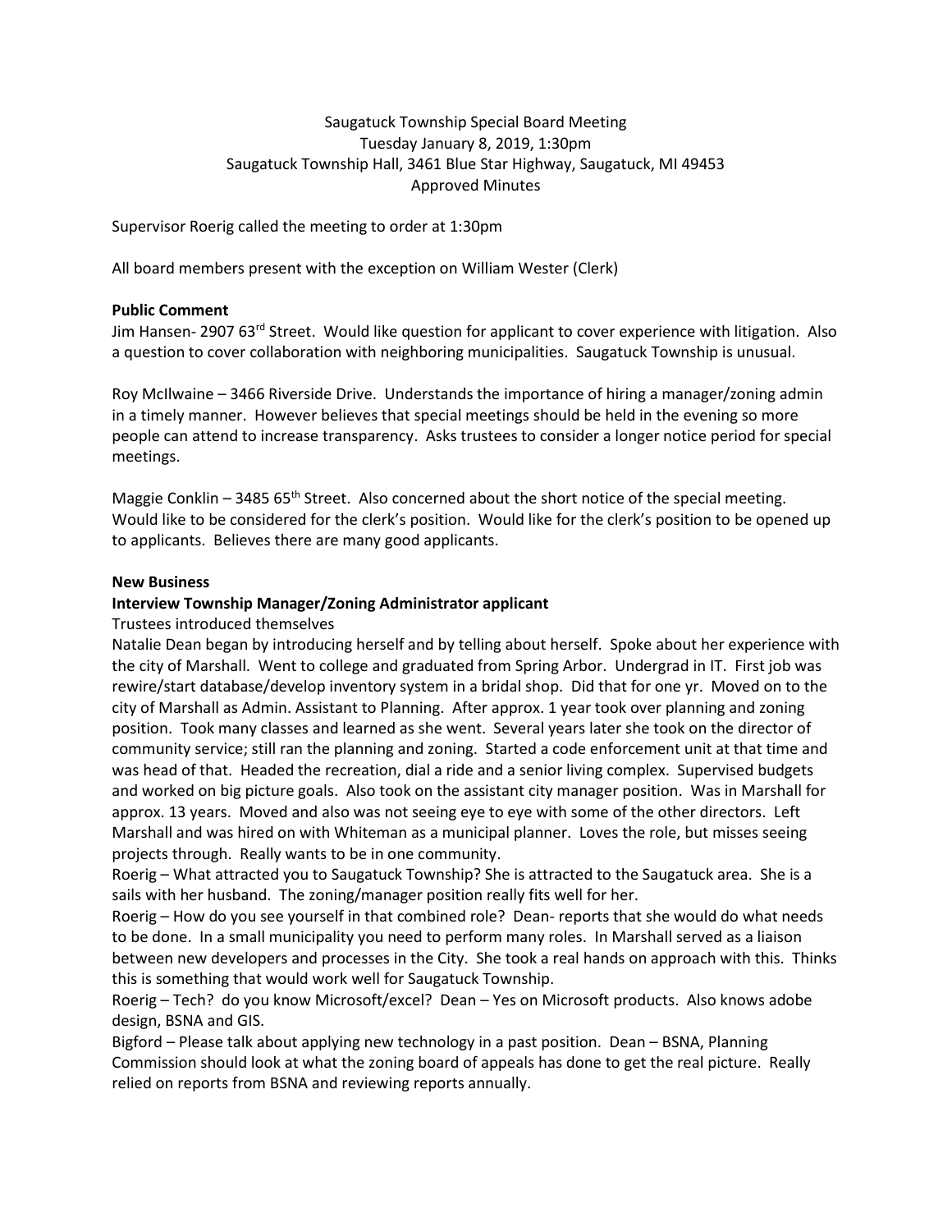Saugatuck Township Special Board Meeting
Tuesday January 8, 2019, 1:30pm
Saugatuck Township Hall, 3461 Blue Star Highway, Saugatuck, MI 49453
Approved Minutes

Supervisor Roerig called the meeting to order at 1:30pm

All board members present with the exception on William Wester (Clerk)

**Public Comment**

Jim Hansen- 2907 63rd Street. Would like question for applicant to cover experience with litigation. Also a question to cover collaboration with neighboring municipalities. Saugatuck Township is unusual.

Roy McIlwaine – 3466 Riverside Drive. Understands the importance of hiring a manager/zoning admin in a timely manner. However believes that special meetings should be held in the evening so more people can attend to increase transparency. Asks trustees to consider a longer notice period for special meetings.

Maggie Conklin – 3485 65th Street. Also concerned about the short notice of the special meeting. Would like to be considered for the clerk's position. Would like for the clerk's position to be opened up to applicants. Believes there are many good applicants.

**New Business**

**Interview Township Manager/Zoning Administrator applicant**

Trustees introduced themselves

Natalie Dean began by introducing herself and by telling about herself. Spoke about her experience with the city of Marshall. Went to college and graduated from Spring Arbor. Undergrad in IT. First job was rewire/start database/develop inventory system in a bridal shop. Did that for one yr. Moved on to the city of Marshall as Admin. Assistant to Planning. After approx. 1 year took over planning and zoning position. Took many classes and learned as she went. Several years later she took on the director of community service; still ran the planning and zoning. Started a code enforcement unit at that time and was head of that. Headed the recreation, dial a ride and a senior living complex. Supervised budgets and worked on big picture goals. Also took on the assistant city manager position. Was in Marshall for approx. 13 years. Moved and also was not seeing eye to eye with some of the other directors. Left Marshall and was hired on with Whiteman as a municipal planner. Loves the role, but misses seeing projects through. Really wants to be in one community.

Roerig – What attracted you to Saugatuck Township? She is attracted to the Saugatuck area. She is a sails with her husband. The zoning/manager position really fits well for her.

Roerig – How do you see yourself in that combined role? Dean- reports that she would do what needs to be done. In a small municipality you need to perform many roles. In Marshall served as a liaison between new developers and processes in the City. She took a real hands on approach with this. Thinks this is something that would work well for Saugatuck Township.

Roerig – Tech? do you know Microsoft/excel? Dean – Yes on Microsoft products. Also knows adobe design, BSNA and GIS.

Bigford – Please talk about applying new technology in a past position. Dean – BSNA, Planning Commission should look at what the zoning board of appeals has done to get the real picture. Really relied on reports from BSNA and reviewing reports annually.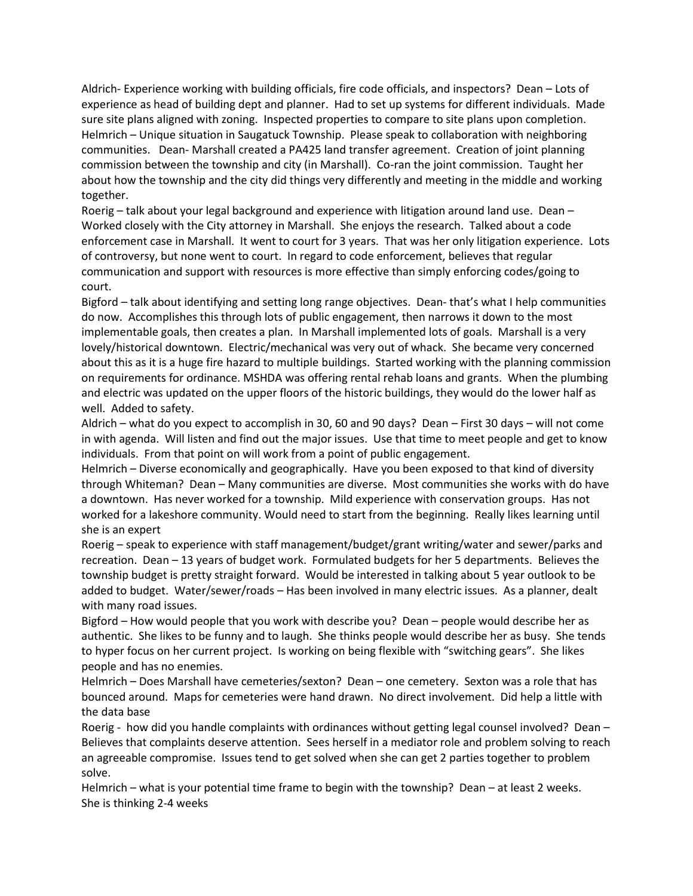Aldrich- Experience working with building officials, fire code officials, and inspectors? Dean – Lots of experience as head of building dept and planner. Had to set up systems for different individuals. Made sure site plans aligned with zoning. Inspected properties to compare to site plans upon completion.

Helmrich – Unique situation in Saugatuck Township. Please speak to collaboration with neighboring communities. Dean- Marshall created a PA425 land transfer agreement. Creation of joint planning commission between the township and city (in Marshall). Co-ran the joint commission. Taught her about how the township and the city did things very differently and meeting in the middle and working together.

Roerig – talk about your legal background and experience with litigation around land use. Dean – Worked closely with the City attorney in Marshall. She enjoys the research. Talked about a code enforcement case in Marshall. It went to court for 3 years. That was her only litigation experience. Lots of controversy, but none went to court. In regard to code enforcement, believes that regular communication and support with resources is more effective than simply enforcing codes/going to court.

Bigford – talk about identifying and setting long range objectives. Dean- that's what I help communities do now. Accomplishes this through lots of public engagement, then narrows it down to the most implementable goals, then creates a plan. In Marshall implemented lots of goals. Marshall is a very lovely/historical downtown. Electric/mechanical was very out of whack. She became very concerned about this as it is a huge fire hazard to multiple buildings. Started working with the planning commission on requirements for ordinance. MSHDA was offering rental rehab loans and grants. When the plumbing and electric was updated on the upper floors of the historic buildings, they would do the lower half as well. Added to safety.

Aldrich – what do you expect to accomplish in 30, 60 and 90 days? Dean – First 30 days – will not come in with agenda. Will listen and find out the major issues. Use that time to meet people and get to know individuals. From that point on will work from a point of public engagement.

Helmrich – Diverse economically and geographically. Have you been exposed to that kind of diversity through Whiteman? Dean – Many communities are diverse. Most communities she works with do have a downtown. Has never worked for a township. Mild experience with conservation groups. Has not worked for a lakeshore community. Would need to start from the beginning. Really likes learning until she is an expert

Roerig – speak to experience with staff management/budget/grant writing/water and sewer/parks and recreation. Dean – 13 years of budget work. Formulated budgets for her 5 departments. Believes the township budget is pretty straight forward. Would be interested in talking about 5 year outlook to be added to budget. Water/sewer/roads – Has been involved in many electric issues. As a planner, dealt with many road issues.

Bigford – How would people that you work with describe you? Dean – people would describe her as authentic. She likes to be funny and to laugh. She thinks people would describe her as busy. She tends to hyper focus on her current project. Is working on being flexible with "switching gears". She likes people and has no enemies.

Helmrich – Does Marshall have cemeteries/sexton? Dean – one cemetery. Sexton was a role that has bounced around. Maps for cemeteries were hand drawn. No direct involvement. Did help a little with the data base

Roerig - how did you handle complaints with ordinances without getting legal counsel involved? Dean – Believes that complaints deserve attention. Sees herself in a mediator role and problem solving to reach an agreeable compromise. Issues tend to get solved when she can get 2 parties together to problem solve.

Helmrich – what is your potential time frame to begin with the township? Dean – at least 2 weeks. She is thinking 2-4 weeks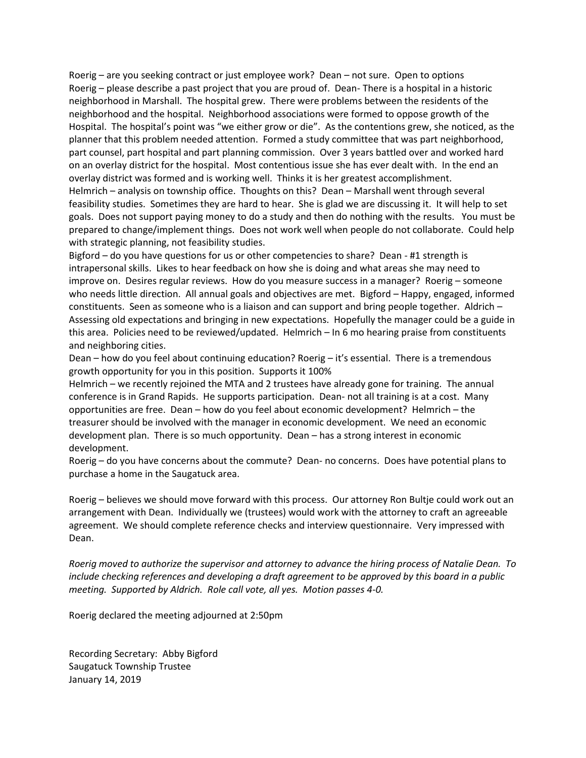Roerig – are you seeking contract or just employee work? Dean – not sure. Open to options
Roerig – please describe a past project that you are proud of. Dean- There is a hospital in a historic neighborhood in Marshall. The hospital grew. There were problems between the residents of the neighborhood and the hospital. Neighborhood associations were formed to oppose growth of the Hospital. The hospital's point was "we either grow or die". As the contentions grew, she noticed, as the planner that this problem needed attention. Formed a study committee that was part neighborhood, part counsel, part hospital and part planning commission. Over 3 years battled over and worked hard on an overlay district for the hospital. Most contentious issue she has ever dealt with. In the end an overlay district was formed and is working well. Thinks it is her greatest accomplishment.
Helmrich – analysis on township office. Thoughts on this? Dean – Marshall went through several feasibility studies. Sometimes they are hard to hear. She is glad we are discussing it. It will help to set goals. Does not support paying money to do a study and then do nothing with the results. You must be prepared to change/implement things. Does not work well when people do not collaborate. Could help with strategic planning, not feasibility studies.
Bigford – do you have questions for us or other competencies to share? Dean - #1 strength is intrapersonal skills. Likes to hear feedback on how she is doing and what areas she may need to improve on. Desires regular reviews. How do you measure success in a manager? Roerig – someone who needs little direction. All annual goals and objectives are met. Bigford – Happy, engaged, informed constituents. Seen as someone who is a liaison and can support and bring people together. Aldrich – Assessing old expectations and bringing in new expectations. Hopefully the manager could be a guide in this area. Policies need to be reviewed/updated. Helmrich – In 6 mo hearing praise from constituents and neighboring cities.
Dean – how do you feel about continuing education? Roerig – it's essential. There is a tremendous growth opportunity for you in this position. Supports it 100%
Helmrich – we recently rejoined the MTA and 2 trustees have already gone for training. The annual conference is in Grand Rapids. He supports participation. Dean- not all training is at a cost. Many opportunities are free. Dean – how do you feel about economic development? Helmrich – the treasurer should be involved with the manager in economic development. We need an economic development plan. There is so much opportunity. Dean – has a strong interest in economic development.
Roerig – do you have concerns about the commute? Dean- no concerns. Does have potential plans to purchase a home in the Saugatuck area.

Roerig – believes we should move forward with this process. Our attorney Ron Bultje could work out an arrangement with Dean. Individually we (trustees) would work with the attorney to craft an agreeable agreement. We should complete reference checks and interview questionnaire. Very impressed with Dean.

*Roerig moved to authorize the supervisor and attorney to advance the hiring process of Natalie Dean. To include checking references and developing a draft agreement to be approved by this board in a public meeting. Supported by Aldrich. Role call vote, all yes. Motion passes 4-0.*

Roerig declared the meeting adjourned at 2:50pm

Recording Secretary: Abby Bigford
Saugatuck Township Trustee
January 14, 2019